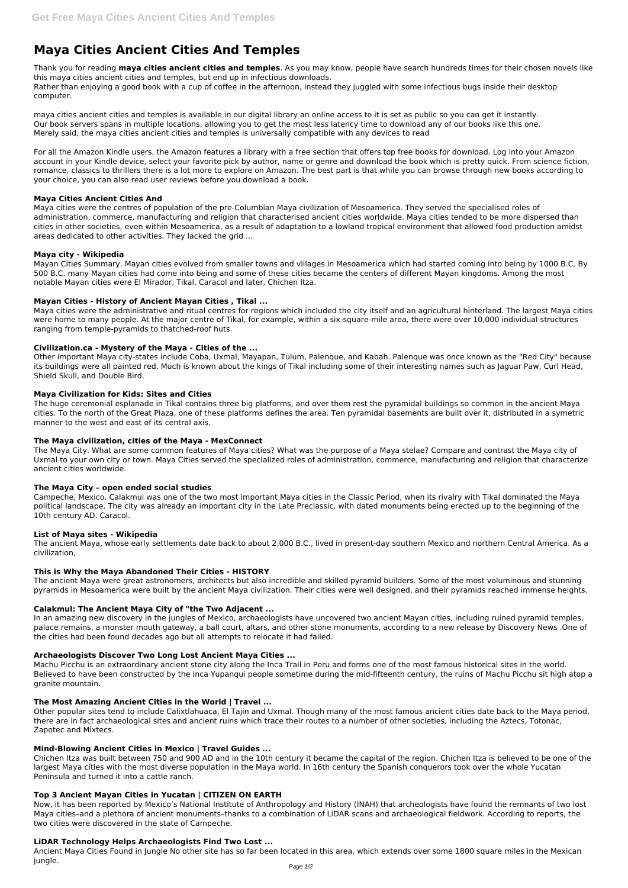# Maya Cities Ancient Cities And Temples

Thank you for reading **maya cities ancient cities and temples**. As you may know, people have search hundreds times for their chosen novels like this maya cities ancient cities and temples, but end up in infectious downloads.
Rather than enjoying a good book with a cup of coffee in the afternoon, instead they juggled with some infectious bugs inside their desktop computer.

maya cities ancient cities and temples is available in our digital library an online access to it is set as public so you can get it instantly.
Our book servers spans in multiple locations, allowing you to get the most less latency time to download any of our books like this one.
Merely said, the maya cities ancient cities and temples is universally compatible with any devices to read

For all the Amazon Kindle users, the Amazon features a library with a free section that offers top free books for download. Log into your Amazon account in your Kindle device, select your favorite pick by author, name or genre and download the book which is pretty quick. From science fiction, romance, classics to thrillers there is a lot more to explore on Amazon. The best part is that while you can browse through new books according to your choice, you can also read user reviews before you download a book.

### Maya Cities Ancient Cities And

Maya cities were the centres of population of the pre-Columbian Maya civilization of Mesoamerica. They served the specialised roles of administration, commerce, manufacturing and religion that characterised ancient cities worldwide. Maya cities tended to be more dispersed than cities in other societies, even within Mesoamerica, as a result of adaptation to a lowland tropical environment that allowed food production amidst areas dedicated to other activities. They lacked the grid ...

### Maya city - Wikipedia

Mayan Cities Summary. Mayan cities evolved from smaller towns and villages in Mesoamerica which had started coming into being by 1000 B.C. By 500 B.C. many Mayan cities had come into being and some of these cities became the centers of different Mayan kingdoms. Among the most notable Mayan cities were El Mirador, Tikal, Caracol and later, Chichen Itza.

### Mayan Cities - History of Ancient Mayan Cities , Tikal ...

Maya cities were the administrative and ritual centres for regions which included the city itself and an agricultural hinterland. The largest Maya cities were home to many people. At the major centre of Tikal, for example, within a six-square-mile area, there were over 10,000 individual structures ranging from temple-pyramids to thatched-roof huts.

### Civilization.ca - Mystery of the Maya - Cities of the ...

Other important Maya city-states include Coba, Uxmal, Mayapan, Tulum, Palenque, and Kabah. Palenque was once known as the "Red City" because its buildings were all painted red. Much is known about the kings of Tikal including some of their interesting names such as Jaguar Paw, Curl Head, Shield Skull, and Double Bird.

### Maya Civilization for Kids: Sites and Cities

The huge ceremonial esplanade in Tikal contains three big platforms, and over them rest the pyramidal buildings so common in the ancient Maya cities. To the north of the Great Plaza, one of these platforms defines the area. Ten pyramidal basements are built over it, distributed in a symetric manner to the west and east of its central axis.

### The Maya civilization, cities of the Maya - MexConnect

The Maya City. What are some common features of Maya cities? What was the purpose of a Maya stelae? Compare and contrast the Maya city of Uxmal to your own city or town. Maya Cities served the specialized roles of administration, commerce, manufacturing and religion that characterize ancient cities worldwide.

### The Maya City – open ended social studies

Campeche, Mexico. Calakmul was one of the two most important Maya cities in the Classic Period, when its rivalry with Tikal dominated the Maya political landscape. The city was already an important city in the Late Preclassic, with dated monuments being erected up to the beginning of the 10th century AD. Caracol.

### List of Maya sites - Wikipedia

The ancient Maya, whose early settlements date back to about 2,000 B.C., lived in present-day southern Mexico and northern Central America. As a civilization,

### This is Why the Maya Abandoned Their Cities - HISTORY

The ancient Maya were great astronomers, architects but also incredible and skilled pyramid builders. Some of the most voluminous and stunning pyramids in Mesoamerica were built by the ancient Maya civilization. Their cities were well designed, and their pyramids reached immense heights.

### Calakmul: The Ancient Maya City of "the Two Adjacent ...

In an amazing new discovery in the jungles of Mexico, archaeologists have uncovered two ancient Mayan cities, including ruined pyramid temples, palace remains, a monster mouth gateway, a ball court, altars, and other stone monuments, according to a new release by Discovery News .One of the cities had been found decades ago but all attempts to relocate it had failed.

### Archaeologists Discover Two Long Lost Ancient Maya Cities ...

Machu Picchu is an extraordinary ancient stone city along the Inca Trail in Peru and forms one of the most famous historical sites in the world. Believed to have been constructed by the Inca Yupanqui people sometime during the mid-fifteenth century, the ruins of Machu Picchu sit high atop a granite mountain.

### The Most Amazing Ancient Cities in the World | Travel ...

Other popular sites tend to include Calixtlahuaca, El Tajin and Uxmal. Though many of the most famous ancient cities date back to the Maya period, there are in fact archaeological sites and ancient ruins which trace their routes to a number of other societies, including the Aztecs, Totonac, Zapotec and Mixtecs.

### Mind-Blowing Ancient Cities in Mexico | Travel Guides ...

Chichen Itza was built between 750 and 900 AD and in the 10th century it became the capital of the region. Chichen Itza is believed to be one of the largest Maya cities with the most diverse population in the Maya world. In 16th century the Spanish conquerors took over the whole Yucatan Peninsula and turned it into a cattle ranch.

### Top 3 Ancient Mayan Cities in Yucatan | CITIZEN ON EARTH

Now, it has been reported by Mexico's National Institute of Anthropology and History (INAH) that archeologists have found the remnants of two lost Maya cities–and a plethora of ancient monuments–thanks to a combination of LiDAR scans and archaeological fieldwork. According to reports, the two cities were discovered in the state of Campeche.

### LiDAR Technology Helps Archaeologists Find Two Lost ...

Ancient Maya Cities Found in Jungle No other site has so far been located in this area, which extends over some 1800 square miles in the Mexican jungle.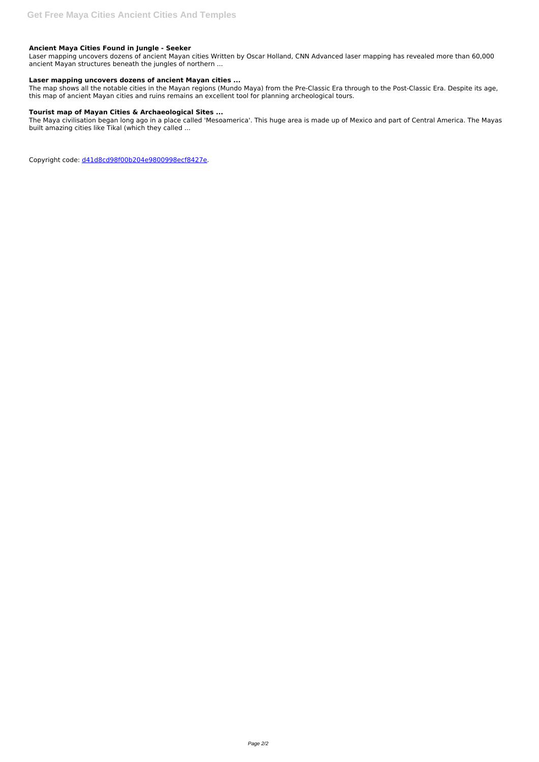### Ancient Maya Cities Found in Jungle - Seeker

Laser mapping uncovers dozens of ancient Mayan cities Written by Oscar Holland, CNN Advanced laser mapping has revealed more than 60,000 ancient Mayan structures beneath the jungles of northern ...

### Laser mapping uncovers dozens of ancient Mayan cities ...

The map shows all the notable cities in the Mayan regions (Mundo Maya) from the Pre-Classic Era through to the Post-Classic Era. Despite its age, this map of ancient Mayan cities and ruins remains an excellent tool for planning archeological tours.

### Tourist map of Mayan Cities & Archaeological Sites ...

The Maya civilisation began long ago in a place called 'Mesoamerica'. This huge area is made up of Mexico and part of Central America. The Mayas built amazing cities like Tikal (which they called ...

Copyright code: d41d8cd98f00b204e9800998ecf8427e.